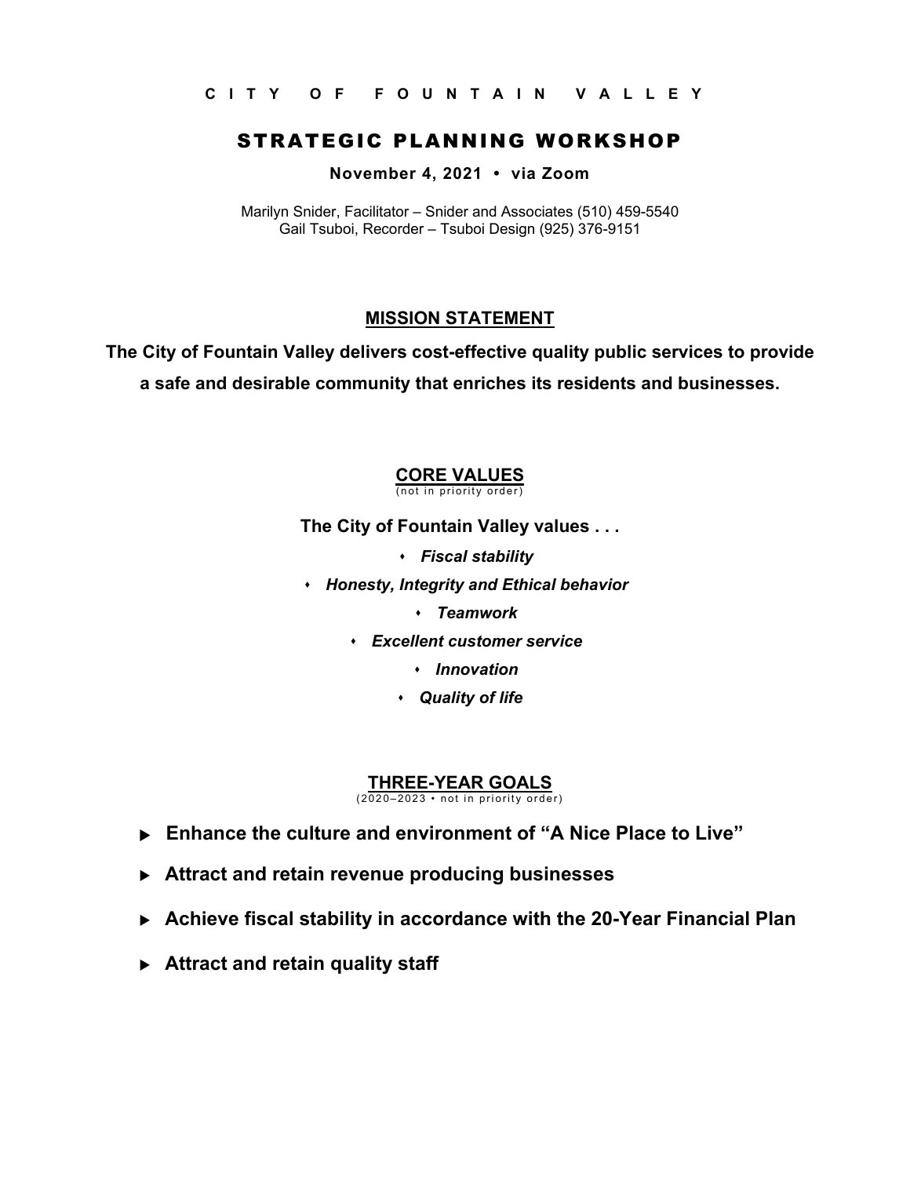CITY OF FOUNTAIN VALLEY

# STRATEGIC PLANNING WORKSHOP

**November 4, 2021 • via Zoom**

Marilyn Snider, Facilitator – Snider and Associates (510) 459-5540
Gail Tsuboi, Recorder – Tsuboi Design (925) 376-9151

## MISSION STATEMENT

**The City of Fountain Valley delivers cost-effective quality public services to provide a safe and desirable community that enriches its residents and businesses.**

## CORE VALUES

(not in priority order)

**The City of Fountain Valley values . . .**

- ***Fiscal stability***
- ***Honesty, Integrity and Ethical behavior***
- ***Teamwork***
- ***Excellent customer service***
- ***Innovation***
- ***Quality of life***

## THREE-YEAR GOALS

(2020–2023 • not in priority order)

- **Enhance the culture and environment of "A Nice Place to Live"**
- **Attract and retain revenue producing businesses**
- **Achieve fiscal stability in accordance with the 20-Year Financial Plan**
- **Attract and retain quality staff**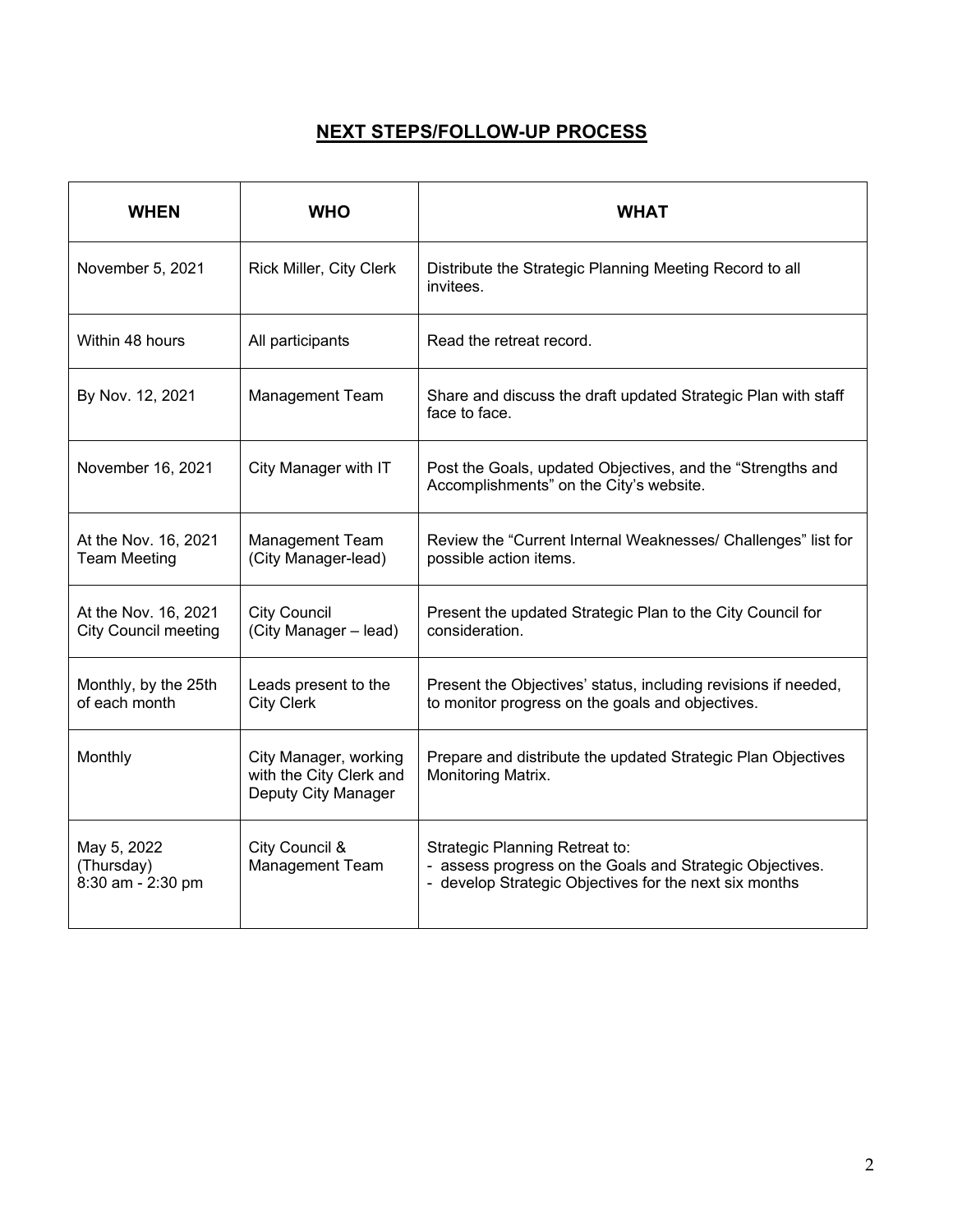## NEXT STEPS/FOLLOW-UP PROCESS

| WHEN | WHO | WHAT |
|---|---|---|
| November 5, 2021 | Rick Miller, City Clerk | Distribute the Strategic Planning Meeting Record to all invitees. |
| Within 48 hours | All participants | Read the retreat record. |
| By Nov. 12, 2021 | Management Team | Share and discuss the draft updated Strategic Plan with staff face to face. |
| November 16, 2021 | City Manager with IT | Post the Goals, updated Objectives, and the "Strengths and Accomplishments" on the City's website. |
| At the Nov. 16, 2021 Team Meeting | Management Team (City Manager-lead) | Review the "Current Internal Weaknesses/ Challenges" list for possible action items. |
| At the Nov. 16, 2021 City Council meeting | City Council (City Manager – lead) | Present the updated Strategic Plan to the City Council for consideration. |
| Monthly, by the 25th of each month | Leads present to the City Clerk | Present the Objectives' status, including revisions if needed, to monitor progress on the goals and objectives. |
| Monthly | City Manager, working with the City Clerk and Deputy City Manager | Prepare and distribute the updated Strategic Plan Objectives Monitoring Matrix. |
| May 5, 2022 (Thursday) 8:30 am - 2:30 pm | City Council & Management Team | Strategic Planning Retreat to:<br>- assess progress on the Goals and Strategic Objectives.<br>- develop Strategic Objectives for the next six months |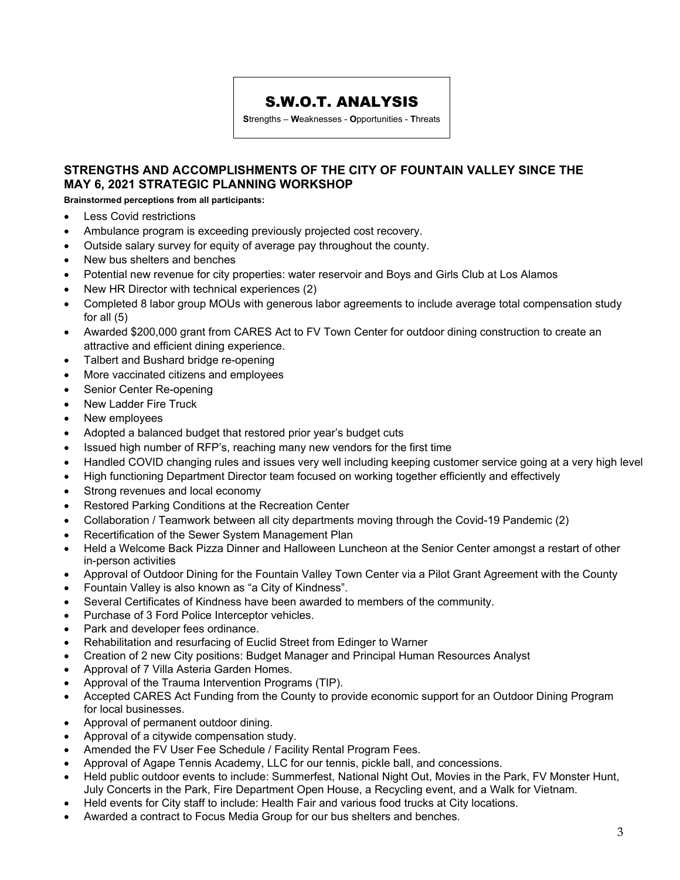# S.W.O.T. ANALYSIS

**S**trengths – **W**eaknesses - **O**pportunities - **T**hreats

## STRENGTHS AND ACCOMPLISHMENTS OF THE CITY OF FOUNTAIN VALLEY SINCE THE MAY 6, 2021 STRATEGIC PLANNING WORKSHOP

**Brainstormed perceptions from all participants:**

- Less Covid restrictions
- Ambulance program is exceeding previously projected cost recovery.
- Outside salary survey for equity of average pay throughout the county.
- New bus shelters and benches
- Potential new revenue for city properties: water reservoir and Boys and Girls Club at Los Alamos
- New HR Director with technical experiences (2)
- Completed 8 labor group MOUs with generous labor agreements to include average total compensation study for all (5)
- Awarded $200,000 grant from CARES Act to FV Town Center for outdoor dining construction to create an attractive and efficient dining experience.
- Talbert and Bushard bridge re-opening
- More vaccinated citizens and employees
- Senior Center Re-opening
- New Ladder Fire Truck
- New employees
- Adopted a balanced budget that restored prior year's budget cuts
- Issued high number of RFP's, reaching many new vendors for the first time
- Handled COVID changing rules and issues very well including keeping customer service going at a very high level
- High functioning Department Director team focused on working together efficiently and effectively
- Strong revenues and local economy
- Restored Parking Conditions at the Recreation Center
- Collaboration / Teamwork between all city departments moving through the Covid-19 Pandemic (2)
- Recertification of the Sewer System Management Plan
- Held a Welcome Back Pizza Dinner and Halloween Luncheon at the Senior Center amongst a restart of other in-person activities
- Approval of Outdoor Dining for the Fountain Valley Town Center via a Pilot Grant Agreement with the County
- Fountain Valley is also known as "a City of Kindness".
- Several Certificates of Kindness have been awarded to members of the community.
- Purchase of 3 Ford Police Interceptor vehicles.
- Park and developer fees ordinance.
- Rehabilitation and resurfacing of Euclid Street from Edinger to Warner
- Creation of 2 new City positions: Budget Manager and Principal Human Resources Analyst
- Approval of 7 Villa Asteria Garden Homes.
- Approval of the Trauma Intervention Programs (TIP).
- Accepted CARES Act Funding from the County to provide economic support for an Outdoor Dining Program for local businesses.
- Approval of permanent outdoor dining.
- Approval of a citywide compensation study.
- Amended the FV User Fee Schedule / Facility Rental Program Fees.
- Approval of Agape Tennis Academy, LLC for our tennis, pickle ball, and concessions.
- Held public outdoor events to include: Summerfest, National Night Out, Movies in the Park, FV Monster Hunt, July Concerts in the Park, Fire Department Open House, a Recycling event, and a Walk for Vietnam.
- Held events for City staff to include: Health Fair and various food trucks at City locations.
- Awarded a contract to Focus Media Group for our bus shelters and benches.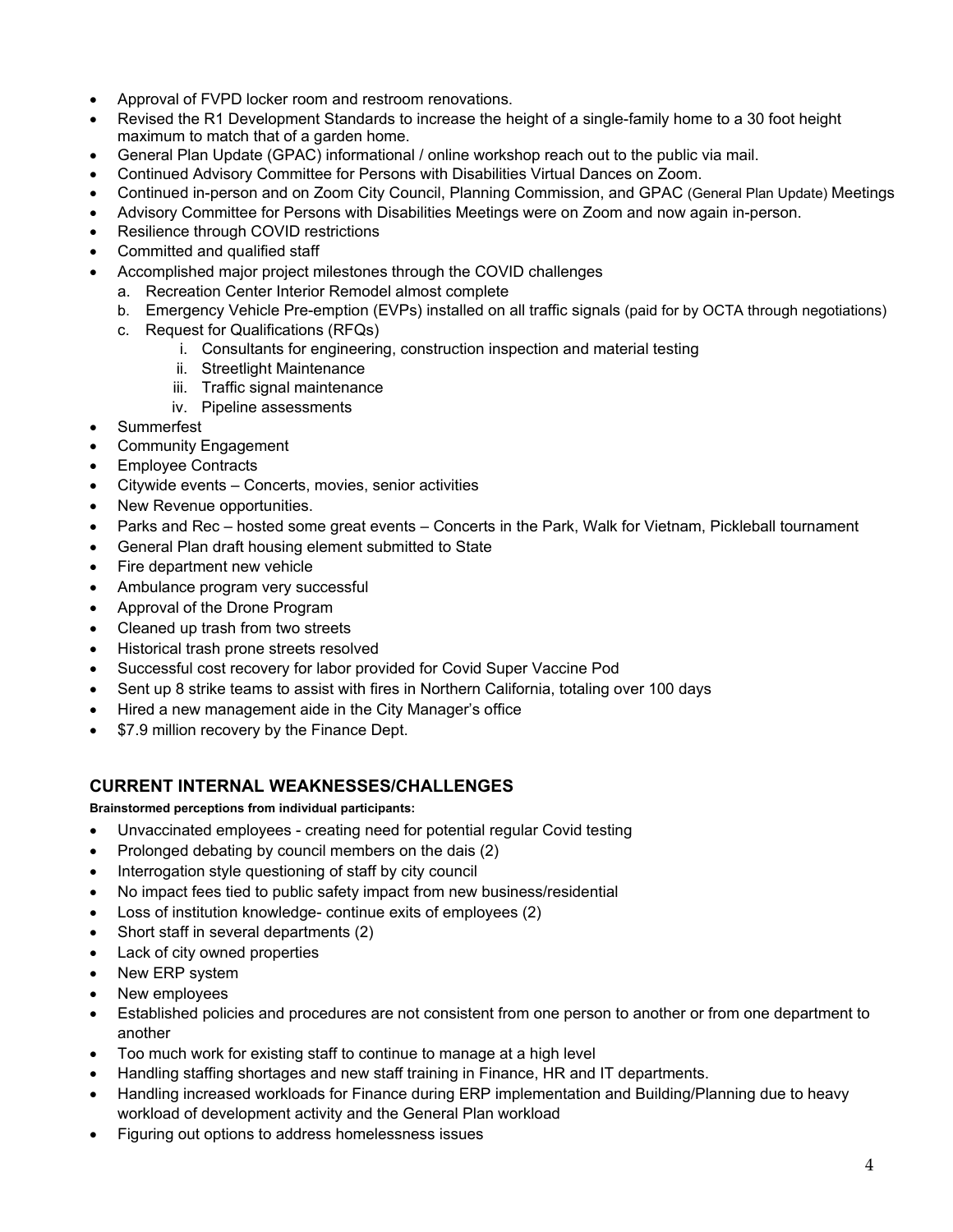- Approval of FVPD locker room and restroom renovations.
- Revised the R1 Development Standards to increase the height of a single-family home to a 30 foot height maximum to match that of a garden home.
- General Plan Update (GPAC) informational / online workshop reach out to the public via mail.
- Continued Advisory Committee for Persons with Disabilities Virtual Dances on Zoom.
- Continued in-person and on Zoom City Council, Planning Commission, and GPAC (General Plan Update) Meetings
- Advisory Committee for Persons with Disabilities Meetings were on Zoom and now again in-person.
- Resilience through COVID restrictions
- Committed and qualified staff
- Accomplished major project milestones through the COVID challenges
  a. Recreation Center Interior Remodel almost complete
  b. Emergency Vehicle Pre-emption (EVPs) installed on all traffic signals (paid for by OCTA through negotiations)
  c. Request for Qualifications (RFQs)
     i. Consultants for engineering, construction inspection and material testing
     ii. Streetlight Maintenance
     iii. Traffic signal maintenance
     iv. Pipeline assessments
- Summerfest
- Community Engagement
- Employee Contracts
- Citywide events – Concerts, movies, senior activities
- New Revenue opportunities.
- Parks and Rec – hosted some great events – Concerts in the Park, Walk for Vietnam, Pickleball tournament
- General Plan draft housing element submitted to State
- Fire department new vehicle
- Ambulance program very successful
- Approval of the Drone Program
- Cleaned up trash from two streets
- Historical trash prone streets resolved
- Successful cost recovery for labor provided for Covid Super Vaccine Pod
- Sent up 8 strike teams to assist with fires in Northern California, totaling over 100 days
- Hired a new management aide in the City Manager's office
- $7.9 million recovery by the Finance Dept.

## CURRENT INTERNAL WEAKNESSES/CHALLENGES

**Brainstormed perceptions from individual participants:**

- Unvaccinated employees - creating need for potential regular Covid testing
- Prolonged debating by council members on the dais (2)
- Interrogation style questioning of staff by city council
- No impact fees tied to public safety impact from new business/residential
- Loss of institution knowledge- continue exits of employees (2)
- Short staff in several departments (2)
- Lack of city owned properties
- New ERP system
- New employees
- Established policies and procedures are not consistent from one person to another or from one department to another
- Too much work for existing staff to continue to manage at a high level
- Handling staffing shortages and new staff training in Finance, HR and IT departments.
- Handling increased workloads for Finance during ERP implementation and Building/Planning due to heavy workload of development activity and the General Plan workload
- Figuring out options to address homelessness issues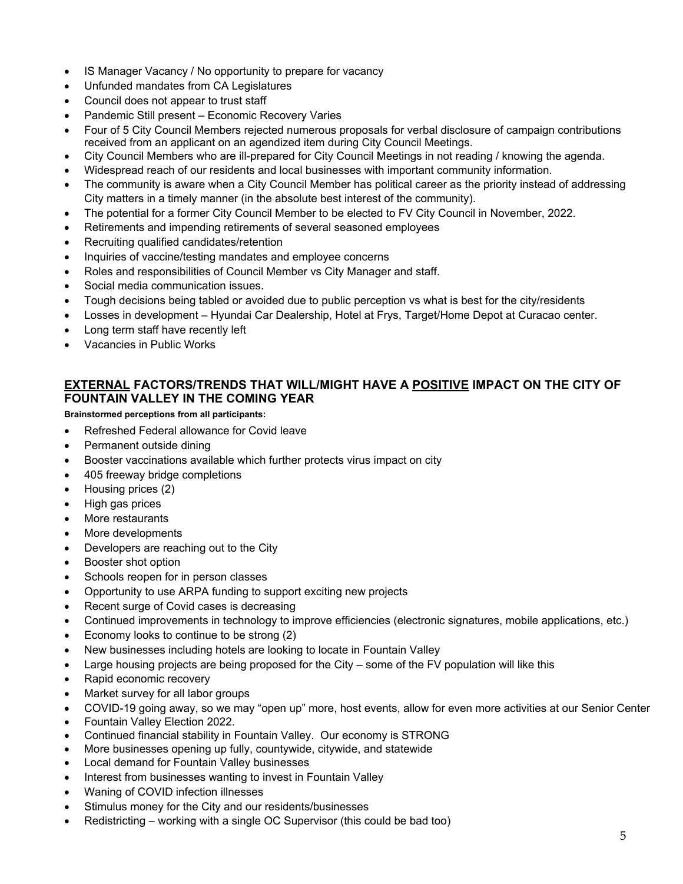- IS Manager Vacancy / No opportunity to prepare for vacancy
- Unfunded mandates from CA Legislatures
- Council does not appear to trust staff
- Pandemic Still present – Economic Recovery Varies
- Four of 5 City Council Members rejected numerous proposals for verbal disclosure of campaign contributions received from an applicant on an agendized item during City Council Meetings.
- City Council Members who are ill-prepared for City Council Meetings in not reading / knowing the agenda.
- Widespread reach of our residents and local businesses with important community information.
- The community is aware when a City Council Member has political career as the priority instead of addressing City matters in a timely manner (in the absolute best interest of the community).
- The potential for a former City Council Member to be elected to FV City Council in November, 2022.
- Retirements and impending retirements of several seasoned employees
- Recruiting qualified candidates/retention
- Inquiries of vaccine/testing mandates and employee concerns
- Roles and responsibilities of Council Member vs City Manager and staff.
- Social media communication issues.
- Tough decisions being tabled or avoided due to public perception vs what is best for the city/residents
- Losses in development – Hyundai Car Dealership, Hotel at Frys, Target/Home Depot at Curacao center.
- Long term staff have recently left
- Vacancies in Public Works

## <u>EXTERNAL</u> FACTORS/TRENDS THAT WILL/MIGHT HAVE A <u>POSITIVE</u> IMPACT ON THE CITY OF FOUNTAIN VALLEY IN THE COMING YEAR

**Brainstormed perceptions from all participants:**

- Refreshed Federal allowance for Covid leave
- Permanent outside dining
- Booster vaccinations available which further protects virus impact on city
- 405 freeway bridge completions
- Housing prices (2)
- High gas prices
- More restaurants
- More developments
- Developers are reaching out to the City
- Booster shot option
- Schools reopen for in person classes
- Opportunity to use ARPA funding to support exciting new projects
- Recent surge of Covid cases is decreasing
- Continued improvements in technology to improve efficiencies (electronic signatures, mobile applications, etc.)
- Economy looks to continue to be strong (2)
- New businesses including hotels are looking to locate in Fountain Valley
- Large housing projects are being proposed for the City – some of the FV population will like this
- Rapid economic recovery
- Market survey for all labor groups
- COVID-19 going away, so we may "open up" more, host events, allow for even more activities at our Senior Center
- Fountain Valley Election 2022.
- Continued financial stability in Fountain Valley. Our economy is STRONG
- More businesses opening up fully, countywide, citywide, and statewide
- Local demand for Fountain Valley businesses
- Interest from businesses wanting to invest in Fountain Valley
- Waning of COVID infection illnesses
- Stimulus money for the City and our residents/businesses
- Redistricting – working with a single OC Supervisor (this could be bad too)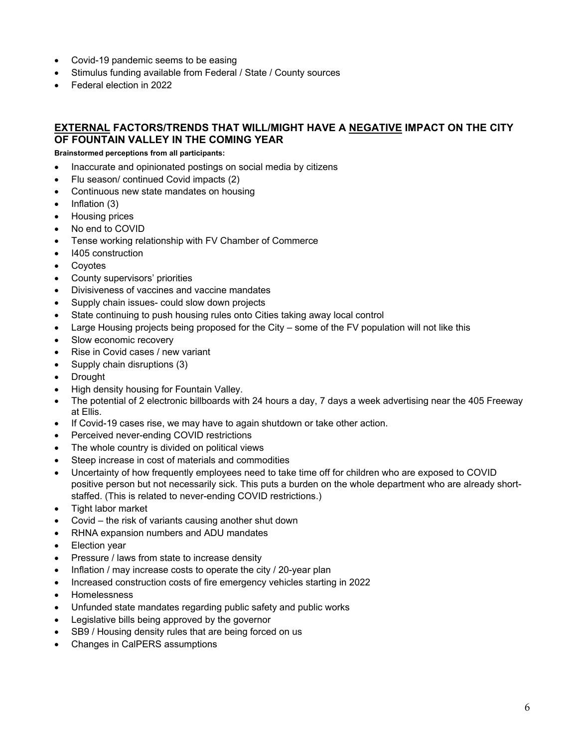- Covid-19 pandemic seems to be easing
- Stimulus funding available from Federal / State / County sources
- Federal election in 2022

## **EXTERNAL** FACTORS/TRENDS THAT WILL/MIGHT HAVE A **NEGATIVE** IMPACT ON THE CITY OF FOUNTAIN VALLEY IN THE COMING YEAR

**Brainstormed perceptions from all participants:**

- Inaccurate and opinionated postings on social media by citizens
- Flu season/ continued Covid impacts (2)
- Continuous new state mandates on housing
- Inflation (3)
- Housing prices
- No end to COVID
- Tense working relationship with FV Chamber of Commerce
- I405 construction
- Coyotes
- County supervisors' priorities
- Divisiveness of vaccines and vaccine mandates
- Supply chain issues- could slow down projects
- State continuing to push housing rules onto Cities taking away local control
- Large Housing projects being proposed for the City – some of the FV population will not like this
- Slow economic recovery
- Rise in Covid cases / new variant
- Supply chain disruptions (3)
- Drought
- High density housing for Fountain Valley.
- The potential of 2 electronic billboards with 24 hours a day, 7 days a week advertising near the 405 Freeway at Ellis.
- If Covid-19 cases rise, we may have to again shutdown or take other action.
- Perceived never-ending COVID restrictions
- The whole country is divided on political views
- Steep increase in cost of materials and commodities
- Uncertainty of how frequently employees need to take time off for children who are exposed to COVID positive person but not necessarily sick. This puts a burden on the whole department who are already short-staffed. (This is related to never-ending COVID restrictions.)
- Tight labor market
- Covid – the risk of variants causing another shut down
- RHNA expansion numbers and ADU mandates
- Election year
- Pressure / laws from state to increase density
- Inflation / may increase costs to operate the city / 20-year plan
- Increased construction costs of fire emergency vehicles starting in 2022
- Homelessness
- Unfunded state mandates regarding public safety and public works
- Legislative bills being approved by the governor
- SB9 / Housing density rules that are being forced on us
- Changes in CalPERS assumptions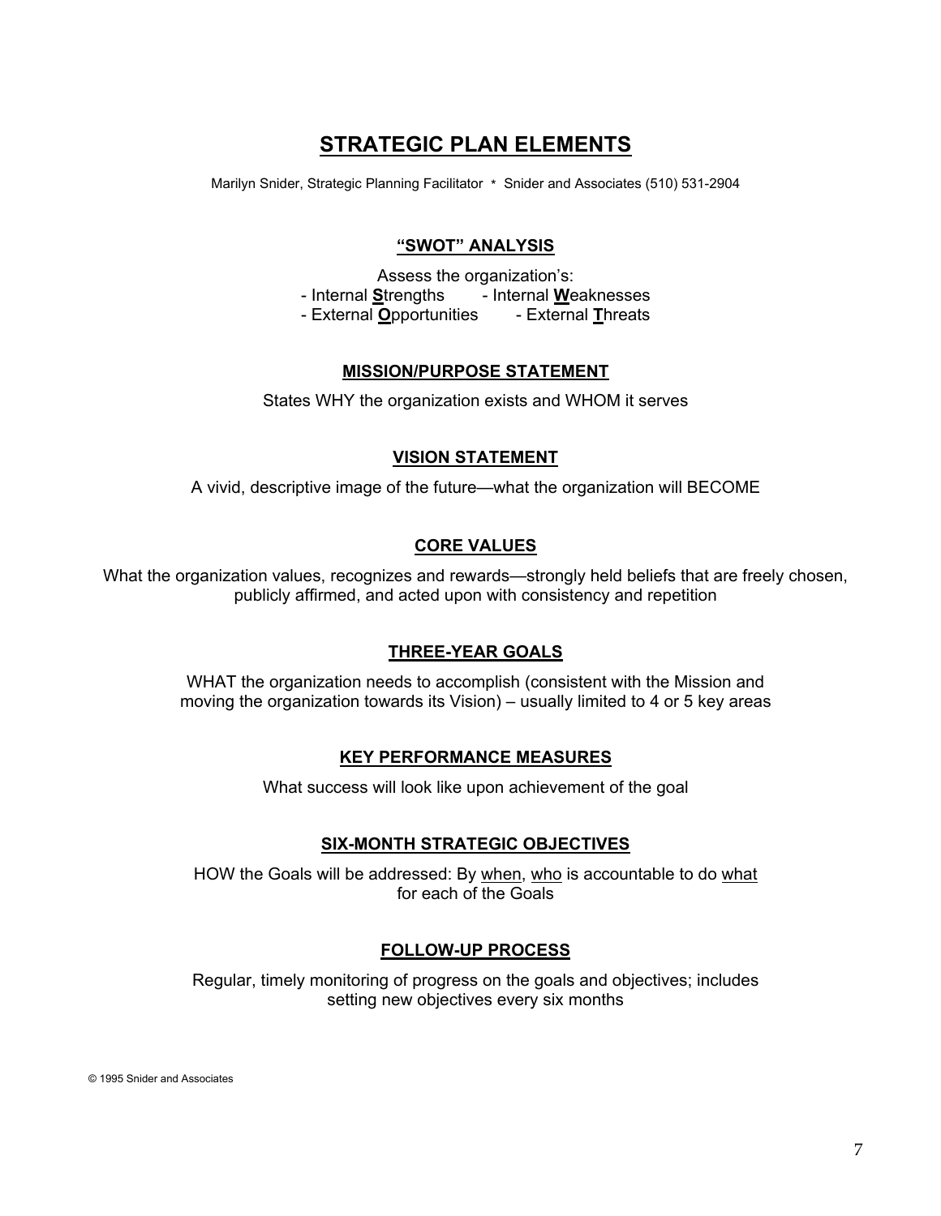# STRATEGIC PLAN ELEMENTS

Marilyn Snider, Strategic Planning Facilitator * Snider and Associates (510) 531-2904

## "SWOT" ANALYSIS

Assess the organization's:
- Internal **S**trengths
- Internal **W**eaknesses
- External **O**pportunities
- External **T**hreats

## MISSION/PURPOSE STATEMENT

States WHY the organization exists and WHOM it serves

## VISION STATEMENT

A vivid, descriptive image of the future—what the organization will BECOME

## CORE VALUES

What the organization values, recognizes and rewards—strongly held beliefs that are freely chosen, publicly affirmed, and acted upon with consistency and repetition

## THREE-YEAR GOALS

WHAT the organization needs to accomplish (consistent with the Mission and moving the organization towards its Vision) – usually limited to 4 or 5 key areas

## KEY PERFORMANCE MEASURES

What success will look like upon achievement of the goal

## SIX-MONTH STRATEGIC OBJECTIVES

HOW the Goals will be addressed: By when, who is accountable to do what for each of the Goals

## FOLLOW-UP PROCESS

Regular, timely monitoring of progress on the goals and objectives; includes setting new objectives every six months

© 1995 Snider and Associates